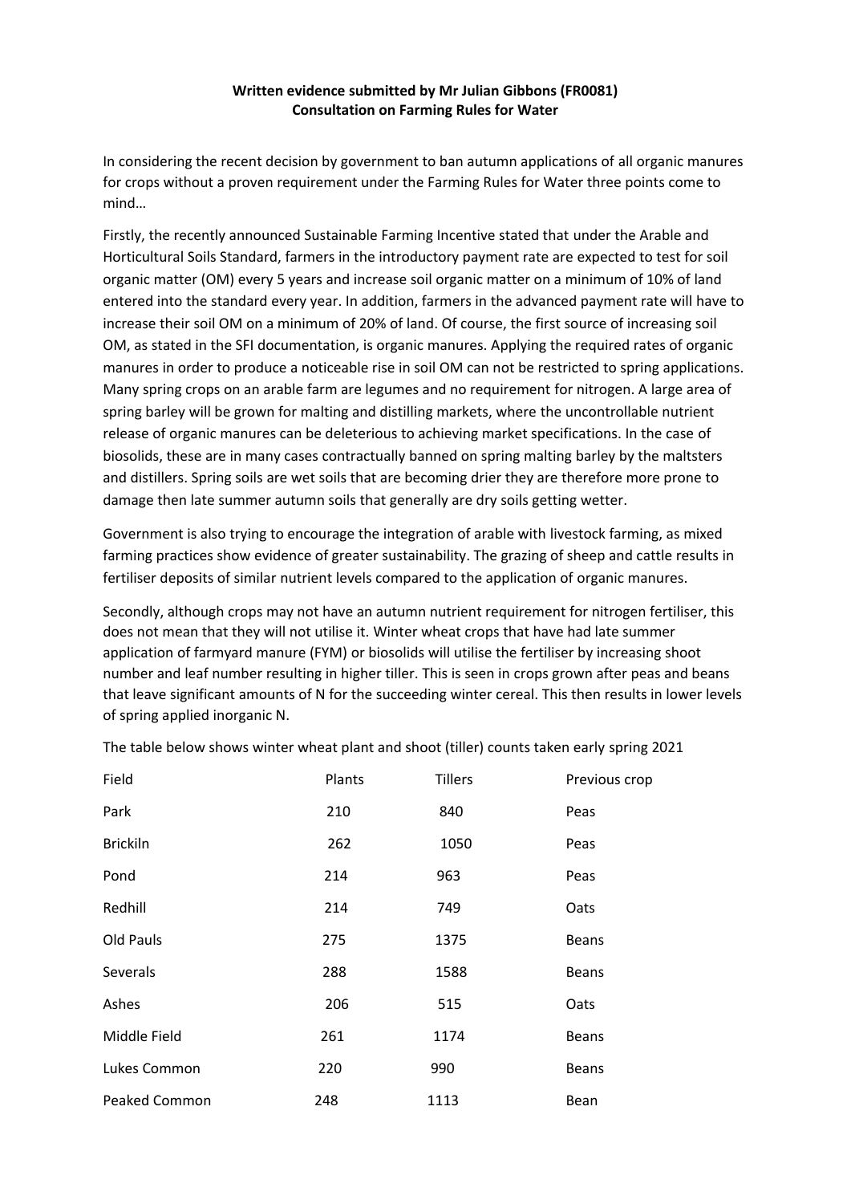**Written evidence submitted by Mr Julian Gibbons (FR0081)**
**Consultation on Farming Rules for Water**

In considering the recent decision by government to ban autumn applications of all organic manures for crops without a proven requirement under the Farming Rules for Water three points come to mind…

Firstly, the recently announced Sustainable Farming Incentive stated that under the Arable and Horticultural Soils Standard, farmers in the introductory payment rate are expected to test for soil organic matter (OM) every 5 years and increase soil organic matter on a minimum of 10% of land entered into the standard every year. In addition, farmers in the advanced payment rate will have to increase their soil OM on a minimum of 20% of land. Of course, the first source of increasing soil OM, as stated in the SFI documentation, is organic manures. Applying the required rates of organic manures in order to produce a noticeable rise in soil OM can not be restricted to spring applications. Many spring crops on an arable farm are legumes and no requirement for nitrogen. A large area of spring barley will be grown for malting and distilling markets, where the uncontrollable nutrient release of organic manures can be deleterious to achieving market specifications. In the case of biosolids, these are in many cases contractually banned on spring malting barley by the maltsters and distillers. Spring soils are wet soils that are becoming drier they are therefore more prone to damage then late summer autumn soils that generally are dry soils getting wetter.

Government is also trying to encourage the integration of arable with livestock farming, as mixed farming practices show evidence of greater sustainability. The grazing of sheep and cattle results in fertiliser deposits of similar nutrient levels compared to the application of organic manures.

Secondly, although crops may not have an autumn nutrient requirement for nitrogen fertiliser, this does not mean that they will not utilise it. Winter wheat crops that have had late summer application of farmyard manure (FYM) or biosolids will utilise the fertiliser by increasing shoot number and leaf number resulting in higher tiller. This is seen in crops grown after peas and beans that leave significant amounts of N for the succeeding winter cereal. This then results in lower levels of spring applied inorganic N.

The table below shows winter wheat plant and shoot (tiller) counts taken early spring 2021

| Field | Plants | Tillers | Previous crop |
|---|---|---|---|
| Park | 210 | 840 | Peas |
| Brickiln | 262 | 1050 | Peas |
| Pond | 214 | 963 | Peas |
| Redhill | 214 | 749 | Oats |
| Old Pauls | 275 | 1375 | Beans |
| Severals | 288 | 1588 | Beans |
| Ashes | 206 | 515 | Oats |
| Middle Field | 261 | 1174 | Beans |
| Lukes Common | 220 | 990 | Beans |
| Peaked Common | 248 | 1113 | Bean |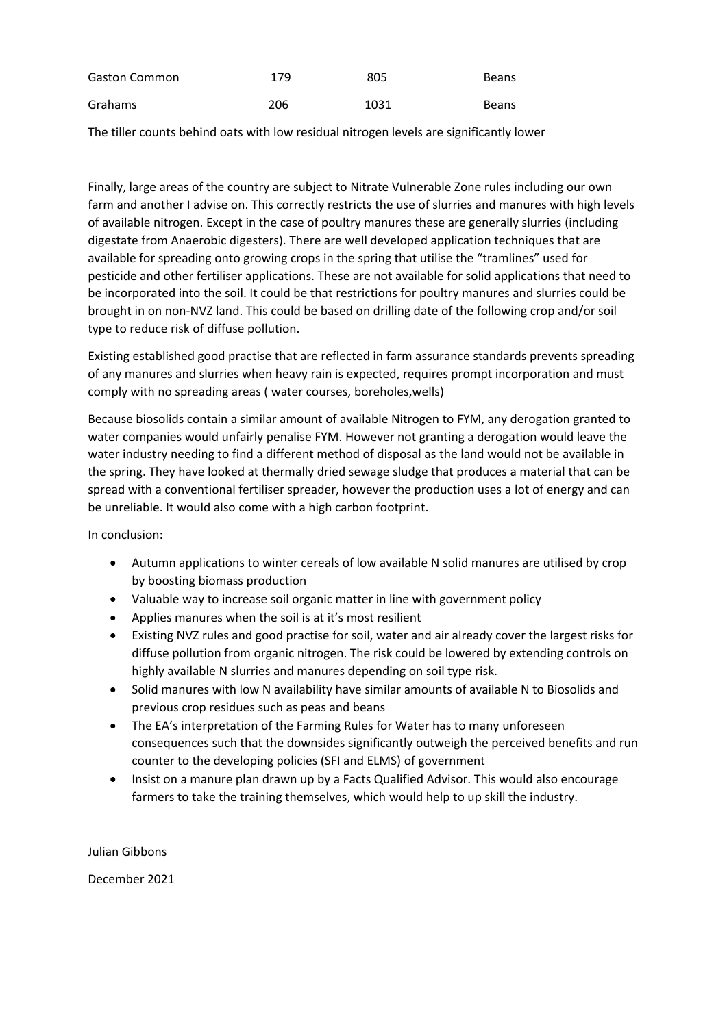| | | | |
|---|---|---|---|
| Gaston Common | 179 | 805 | Beans |
| Grahams | 206 | 1031 | Beans |

The tiller counts behind oats with low residual nitrogen levels are significantly lower

Finally, large areas of the country are subject to Nitrate Vulnerable Zone rules including our own farm and another I advise on. This correctly restricts the use of slurries and manures with high levels of available nitrogen. Except in the case of poultry manures these are generally slurries (including digestate from Anaerobic digesters). There are well developed application techniques that are available for spreading onto growing crops in the spring that utilise the "tramlines" used for pesticide and other fertiliser applications. These are not available for solid applications that need to be incorporated into the soil. It could be that restrictions for poultry manures and slurries could be brought in on non-NVZ land. This could be based on drilling date of the following crop and/or soil type to reduce risk of diffuse pollution.

Existing established good practise that are reflected in farm assurance standards prevents spreading of any manures and slurries when heavy rain is expected, requires prompt incorporation and must comply with no spreading areas ( water courses, boreholes,wells)

Because biosolids contain a similar amount of available Nitrogen to FYM, any derogation granted to water companies would unfairly penalise FYM. However not granting a derogation would leave the water industry needing to find a different method of disposal as the land would not be available in the spring. They have looked at thermally dried sewage sludge that produces a material that can be spread with a conventional fertiliser spreader, however the production uses a lot of energy and can be unreliable. It would also come with a high carbon footprint.

In conclusion:

- Autumn applications to winter cereals of low available N solid manures are utilised by crop by boosting biomass production
- Valuable way to increase soil organic matter in line with government policy
- Applies manures when the soil is at it's most resilient
- Existing NVZ rules and good practise for soil, water and air already cover the largest risks for diffuse pollution from organic nitrogen. The risk could be lowered by extending controls on highly available N slurries and manures depending on soil type risk.
- Solid manures with low N availability have similar amounts of available N to Biosolids and previous crop residues such as peas and beans
- The EA's interpretation of the Farming Rules for Water has to many unforeseen consequences such that the downsides significantly outweigh the perceived benefits and run counter to the developing policies (SFI and ELMS) of government
- Insist on a manure plan drawn up by a Facts Qualified Advisor. This would also encourage farmers to take the training themselves, which would help to up skill the industry.

Julian Gibbons

December 2021